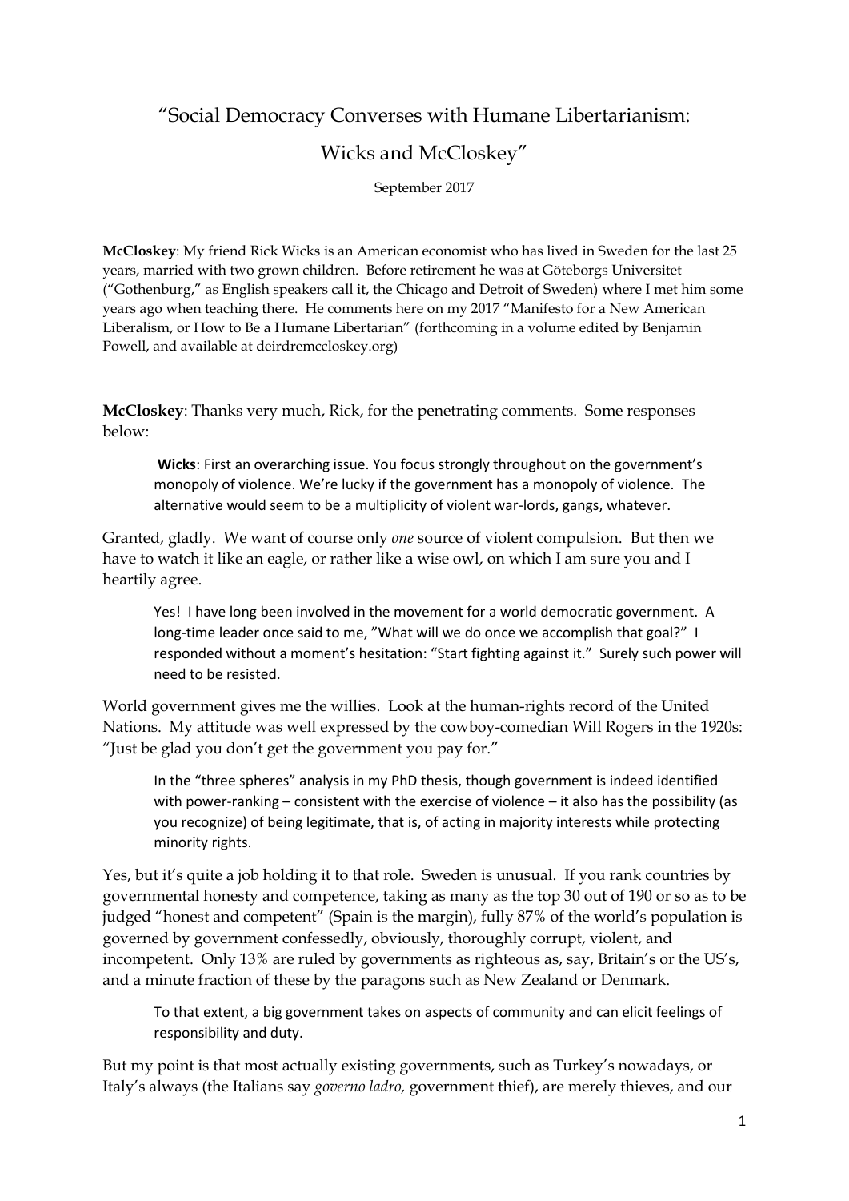# "Social Democracy Converses with Humane Libertarianism: Wicks and McCloskey"

September 2017

**McCloskey**: My friend Rick Wicks is an American economist who has lived in Sweden for the last 25 years, married with two grown children. Before retirement he was at Göteborgs Universitet ("Gothenburg," as English speakers call it, the Chicago and Detroit of Sweden) where I met him some years ago when teaching there. He comments here on my 2017 "Manifesto for a New American Liberalism, or How to Be a Humane Libertarian" (forthcoming in a volume edited by Benjamin Powell, and available at deirdremccloskey.org)

**McCloskey**: Thanks very much, Rick, for the penetrating comments. Some responses below:

> **Wicks**: First an overarching issue. You focus strongly throughout on the government's monopoly of violence. We're lucky if the government has a monopoly of violence. The alternative would seem to be a multiplicity of violent war-lords, gangs, whatever.

Granted, gladly. We want of course only *one* source of violent compulsion. But then we have to watch it like an eagle, or rather like a wise owl, on which I am sure you and I heartily agree.

> Yes! I have long been involved in the movement for a world democratic government. A long-time leader once said to me, "What will we do once we accomplish that goal?" I responded without a moment's hesitation: "Start fighting against it." Surely such power will need to be resisted.

World government gives me the willies. Look at the human-rights record of the United Nations. My attitude was well expressed by the cowboy-comedian Will Rogers in the 1920s: "Just be glad you don't get the government you pay for."

> In the "three spheres" analysis in my PhD thesis, though government is indeed identified with power-ranking – consistent with the exercise of violence – it also has the possibility (as you recognize) of being legitimate, that is, of acting in majority interests while protecting minority rights.

Yes, but it's quite a job holding it to that role. Sweden is unusual. If you rank countries by governmental honesty and competence, taking as many as the top 30 out of 190 or so as to be judged "honest and competent" (Spain is the margin), fully 87% of the world's population is governed by government confessedly, obviously, thoroughly corrupt, violent, and incompetent. Only 13% are ruled by governments as righteous as, say, Britain's or the US's, and a minute fraction of these by the paragons such as New Zealand or Denmark.

> To that extent, a big government takes on aspects of community and can elicit feelings of responsibility and duty.

But my point is that most actually existing governments, such as Turkey's nowadays, or Italy's always (the Italians say *governo ladro,* government thief), are merely thieves, and our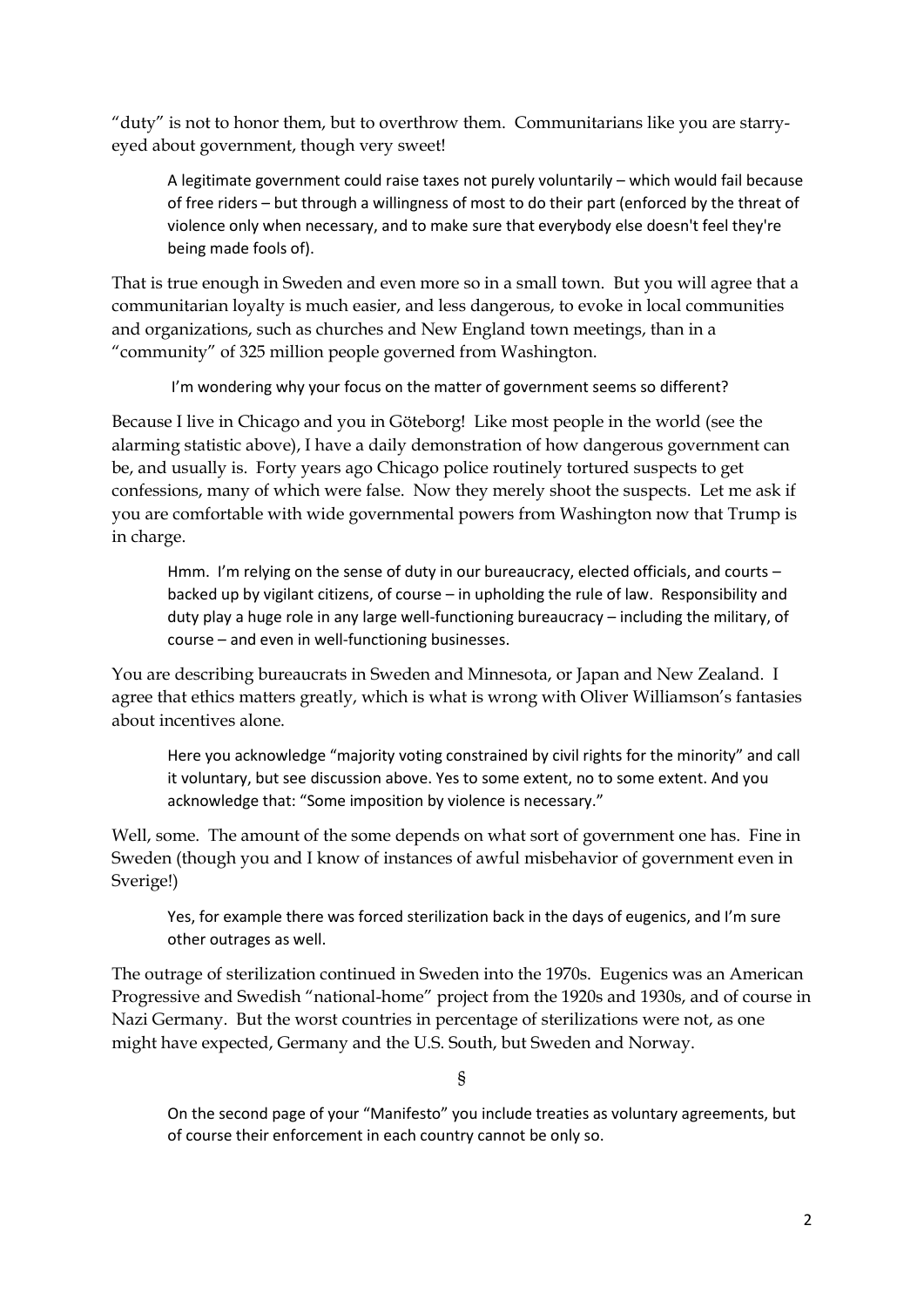"duty" is not to honor them, but to overthrow them. Communitarians like you are starry-eyed about government, though very sweet!

> A legitimate government could raise taxes not purely voluntarily – which would fail because of free riders – but through a willingness of most to do their part (enforced by the threat of violence only when necessary, and to make sure that everybody else doesn't feel they're being made fools of).

That is true enough in Sweden and even more so in a small town. But you will agree that a communitarian loyalty is much easier, and less dangerous, to evoke in local communities and organizations, such as churches and New England town meetings, than in a "community" of 325 million people governed from Washington.

> I'm wondering why your focus on the matter of government seems so different?

Because I live in Chicago and you in Göteborg! Like most people in the world (see the alarming statistic above), I have a daily demonstration of how dangerous government can be, and usually is. Forty years ago Chicago police routinely tortured suspects to get confessions, many of which were false. Now they merely shoot the suspects. Let me ask if you are comfortable with wide governmental powers from Washington now that Trump is in charge.

> Hmm. I'm relying on the sense of duty in our bureaucracy, elected officials, and courts – backed up by vigilant citizens, of course – in upholding the rule of law. Responsibility and duty play a huge role in any large well-functioning bureaucracy – including the military, of course – and even in well-functioning businesses.

You are describing bureaucrats in Sweden and Minnesota, or Japan and New Zealand. I agree that ethics matters greatly, which is what is wrong with Oliver Williamson's fantasies about incentives alone.

> Here you acknowledge "majority voting constrained by civil rights for the minority" and call it voluntary, but see discussion above. Yes to some extent, no to some extent. And you acknowledge that: "Some imposition by violence is necessary."

Well, some. The amount of the some depends on what sort of government one has. Fine in Sweden (though you and I know of instances of awful misbehavior of government even in Sverige!)

> Yes, for example there was forced sterilization back in the days of eugenics, and I'm sure other outrages as well.

The outrage of sterilization continued in Sweden into the 1970s. Eugenics was an American Progressive and Swedish "national-home" project from the 1920s and 1930s, and of course in Nazi Germany. But the worst countries in percentage of sterilizations were not, as one might have expected, Germany and the U.S. South, but Sweden and Norway.

§

> On the second page of your "Manifesto" you include treaties as voluntary agreements, but of course their enforcement in each country cannot be only so.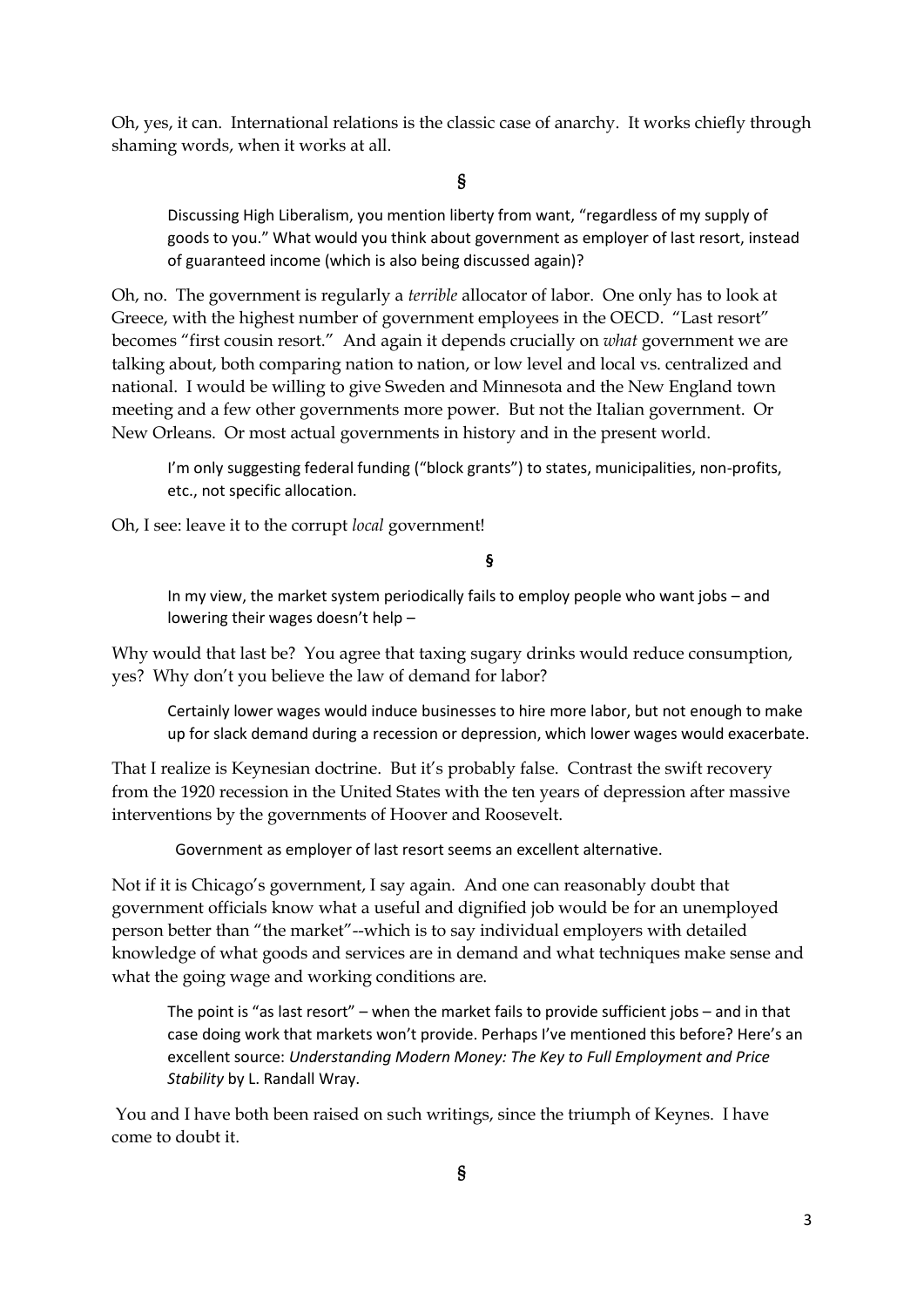Oh, yes, it can. International relations is the classic case of anarchy. It works chiefly through shaming words, when it works at all.

§

> Discussing High Liberalism, you mention liberty from want, "regardless of my supply of goods to you." What would you think about government as employer of last resort, instead of guaranteed income (which is also being discussed again)?

Oh, no. The government is regularly a *terrible* allocator of labor. One only has to look at Greece, with the highest number of government employees in the OECD. "Last resort" becomes "first cousin resort." And again it depends crucially on *what* government we are talking about, both comparing nation to nation, or low level and local vs. centralized and national. I would be willing to give Sweden and Minnesota and the New England town meeting and a few other governments more power. But not the Italian government. Or New Orleans. Or most actual governments in history and in the present world.

> I'm only suggesting federal funding ("block grants") to states, municipalities, non-profits, etc., not specific allocation.

Oh, I see: leave it to the corrupt *local* government!

§

> In my view, the market system periodically fails to employ people who want jobs – and lowering their wages doesn't help –

Why would that last be? You agree that taxing sugary drinks would reduce consumption, yes? Why don't you believe the law of demand for labor?

> Certainly lower wages would induce businesses to hire more labor, but not enough to make up for slack demand during a recession or depression, which lower wages would exacerbate.

That I realize is Keynesian doctrine. But it's probably false. Contrast the swift recovery from the 1920 recession in the United States with the ten years of depression after massive interventions by the governments of Hoover and Roosevelt.

> Government as employer of last resort seems an excellent alternative.

Not if it is Chicago's government, I say again. And one can reasonably doubt that government officials know what a useful and dignified job would be for an unemployed person better than "the market"--which is to say individual employers with detailed knowledge of what goods and services are in demand and what techniques make sense and what the going wage and working conditions are.

> The point is "as last resort" – when the market fails to provide sufficient jobs – and in that case doing work that markets won't provide. Perhaps I've mentioned this before? Here's an excellent source: *Understanding Modern Money: The Key to Full Employment and Price Stability* by L. Randall Wray.

You and I have both been raised on such writings, since the triumph of Keynes. I have come to doubt it.

§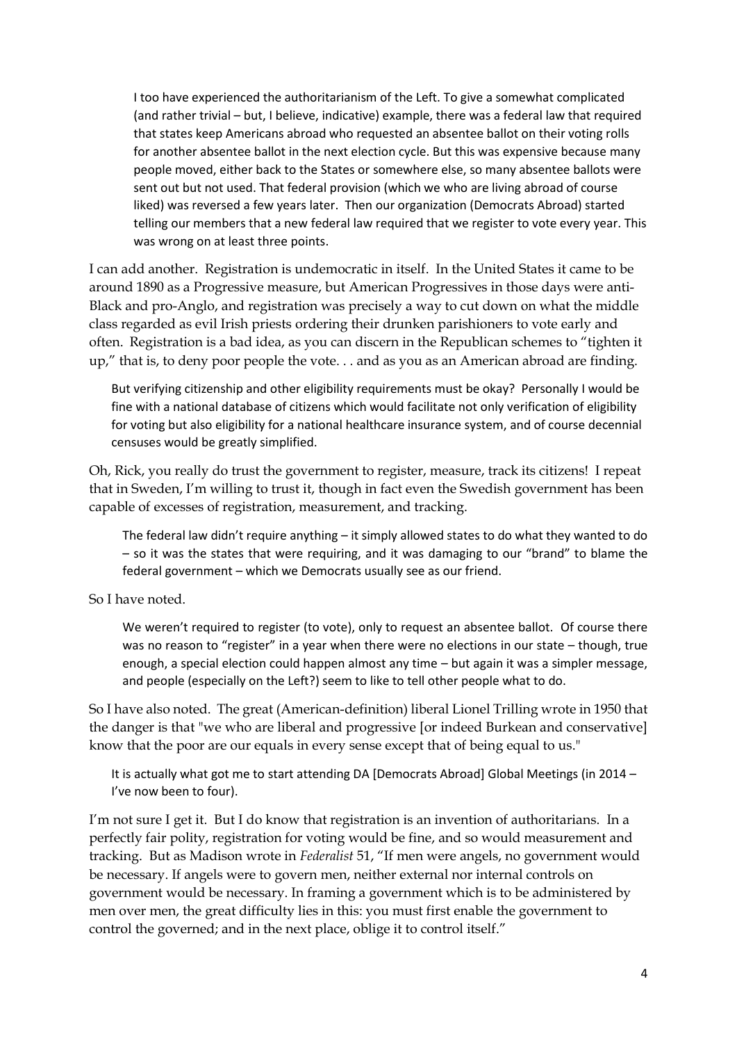> I too have experienced the authoritarianism of the Left. To give a somewhat complicated (and rather trivial – but, I believe, indicative) example, there was a federal law that required that states keep Americans abroad who requested an absentee ballot on their voting rolls for another absentee ballot in the next election cycle. But this was expensive because many people moved, either back to the States or somewhere else, so many absentee ballots were sent out but not used. That federal provision (which we who are living abroad of course liked) was reversed a few years later. Then our organization (Democrats Abroad) started telling our members that a new federal law required that we register to vote every year. This was wrong on at least three points.

I can add another. Registration is undemocratic in itself. In the United States it came to be around 1890 as a Progressive measure, but American Progressives in those days were anti-Black and pro-Anglo, and registration was precisely a way to cut down on what the middle class regarded as evil Irish priests ordering their drunken parishioners to vote early and often. Registration is a bad idea, as you can discern in the Republican schemes to "tighten it up," that is, to deny poor people the vote. . . and as you as an American abroad are finding.

> But verifying citizenship and other eligibility requirements must be okay? Personally I would be fine with a national database of citizens which would facilitate not only verification of eligibility for voting but also eligibility for a national healthcare insurance system, and of course decennial censuses would be greatly simplified.

Oh, Rick, you really do trust the government to register, measure, track its citizens! I repeat that in Sweden, I'm willing to trust it, though in fact even the Swedish government has been capable of excesses of registration, measurement, and tracking.

> The federal law didn't require anything – it simply allowed states to do what they wanted to do – so it was the states that were requiring, and it was damaging to our "brand" to blame the federal government – which we Democrats usually see as our friend.

So I have noted.

> We weren't required to register (to vote), only to request an absentee ballot. Of course there was no reason to "register" in a year when there were no elections in our state – though, true enough, a special election could happen almost any time – but again it was a simpler message, and people (especially on the Left?) seem to like to tell other people what to do.

So I have also noted. The great (American-definition) liberal Lionel Trilling wrote in 1950 that the danger is that "we who are liberal and progressive [or indeed Burkean and conservative] know that the poor are our equals in every sense except that of being equal to us."

> It is actually what got me to start attending DA [Democrats Abroad] Global Meetings (in 2014 – I've now been to four).

I'm not sure I get it. But I do know that registration is an invention of authoritarians. In a perfectly fair polity, registration for voting would be fine, and so would measurement and tracking. But as Madison wrote in *Federalist* 51, "If men were angels, no government would be necessary. If angels were to govern men, neither external nor internal controls on government would be necessary. In framing a government which is to be administered by men over men, the great difficulty lies in this: you must first enable the government to control the governed; and in the next place, oblige it to control itself."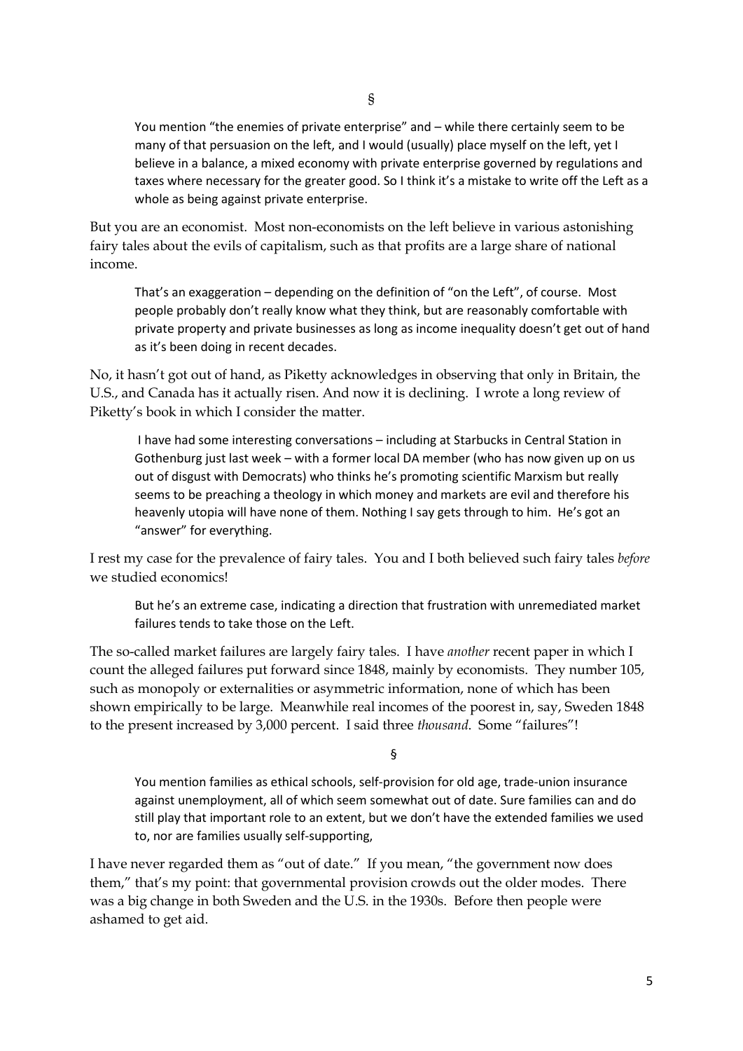§

> You mention "the enemies of private enterprise" and – while there certainly seem to be many of that persuasion on the left, and I would (usually) place myself on the left, yet I believe in a balance, a mixed economy with private enterprise governed by regulations and taxes where necessary for the greater good. So I think it's a mistake to write off the Left as a whole as being against private enterprise.

But you are an economist. Most non-economists on the left believe in various astonishing fairy tales about the evils of capitalism, such as that profits are a large share of national income.

> That's an exaggeration – depending on the definition of "on the Left", of course. Most people probably don't really know what they think, but are reasonably comfortable with private property and private businesses as long as income inequality doesn't get out of hand as it's been doing in recent decades.

No, it hasn't got out of hand, as Piketty acknowledges in observing that only in Britain, the U.S., and Canada has it actually risen. And now it is declining. I wrote a long review of Piketty's book in which I consider the matter.

> I have had some interesting conversations – including at Starbucks in Central Station in Gothenburg just last week – with a former local DA member (who has now given up on us out of disgust with Democrats) who thinks he's promoting scientific Marxism but really seems to be preaching a theology in which money and markets are evil and therefore his heavenly utopia will have none of them. Nothing I say gets through to him. He's got an "answer" for everything.

I rest my case for the prevalence of fairy tales. You and I both believed such fairy tales *before* we studied economics!

> But he's an extreme case, indicating a direction that frustration with unremediated market failures tends to take those on the Left.

The so-called market failures are largely fairy tales. I have *another* recent paper in which I count the alleged failures put forward since 1848, mainly by economists. They number 105, such as monopoly or externalities or asymmetric information, none of which has been shown empirically to be large. Meanwhile real incomes of the poorest in, say, Sweden 1848 to the present increased by 3,000 percent. I said three *thousand*. Some "failures"!

§

> You mention families as ethical schools, self-provision for old age, trade-union insurance against unemployment, all of which seem somewhat out of date. Sure families can and do still play that important role to an extent, but we don't have the extended families we used to, nor are families usually self-supporting,

I have never regarded them as "out of date." If you mean, "the government now does them," that's my point: that governmental provision crowds out the older modes. There was a big change in both Sweden and the U.S. in the 1930s. Before then people were ashamed to get aid.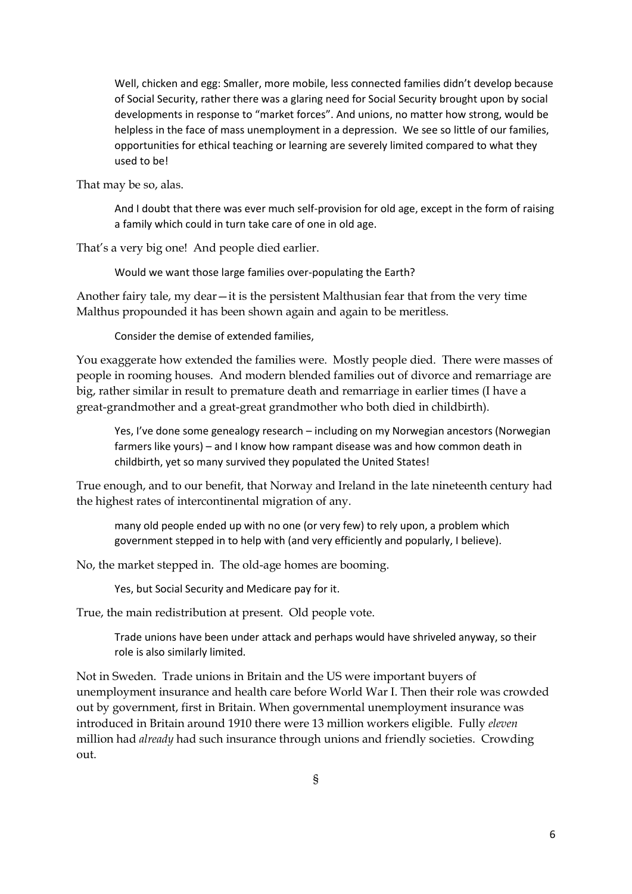> Well, chicken and egg: Smaller, more mobile, less connected families didn't develop because of Social Security, rather there was a glaring need for Social Security brought upon by social developments in response to "market forces". And unions, no matter how strong, would be helpless in the face of mass unemployment in a depression. We see so little of our families, opportunities for ethical teaching or learning are severely limited compared to what they used to be!

That may be so, alas.

> And I doubt that there was ever much self-provision for old age, except in the form of raising a family which could in turn take care of one in old age.

That's a very big one! And people died earlier.

> Would we want those large families over-populating the Earth?

Another fairy tale, my dear—it is the persistent Malthusian fear that from the very time Malthus propounded it has been shown again and again to be meritless.

> Consider the demise of extended families,

You exaggerate how extended the families were. Mostly people died. There were masses of people in rooming houses. And modern blended families out of divorce and remarriage are big, rather similar in result to premature death and remarriage in earlier times (I have a great-grandmother and a great-great grandmother who both died in childbirth).

> Yes, I've done some genealogy research – including on my Norwegian ancestors (Norwegian farmers like yours) – and I know how rampant disease was and how common death in childbirth, yet so many survived they populated the United States!

True enough, and to our benefit, that Norway and Ireland in the late nineteenth century had the highest rates of intercontinental migration of any.

> many old people ended up with no one (or very few) to rely upon, a problem which government stepped in to help with (and very efficiently and popularly, I believe).

No, the market stepped in. The old-age homes are booming.

> Yes, but Social Security and Medicare pay for it.

True, the main redistribution at present. Old people vote.

> Trade unions have been under attack and perhaps would have shriveled anyway, so their role is also similarly limited.

Not in Sweden. Trade unions in Britain and the US were important buyers of unemployment insurance and health care before World War I. Then their role was crowded out by government, first in Britain. When governmental unemployment insurance was introduced in Britain around 1910 there were 13 million workers eligible. Fully *eleven* million had *already* had such insurance through unions and friendly societies. Crowding out.

§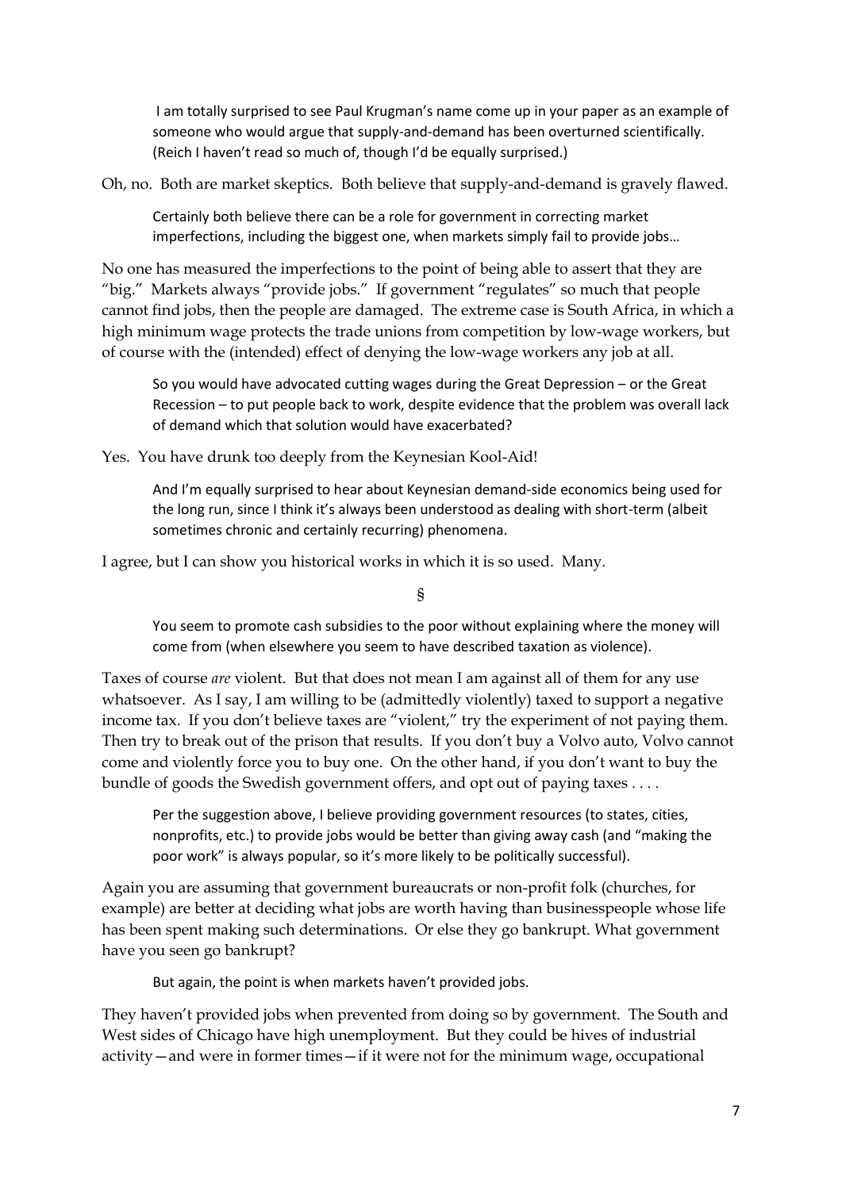> I am totally surprised to see Paul Krugman's name come up in your paper as an example of someone who would argue that supply-and-demand has been overturned scientifically. (Reich I haven't read so much of, though I'd be equally surprised.)

Oh, no. Both are market skeptics. Both believe that supply-and-demand is gravely flawed.

> Certainly both believe there can be a role for government in correcting market imperfections, including the biggest one, when markets simply fail to provide jobs…

No one has measured the imperfections to the point of being able to assert that they are "big." Markets always "provide jobs." If government "regulates" so much that people cannot find jobs, then the people are damaged. The extreme case is South Africa, in which a high minimum wage protects the trade unions from competition by low-wage workers, but of course with the (intended) effect of denying the low-wage workers any job at all.

> So you would have advocated cutting wages during the Great Depression – or the Great Recession – to put people back to work, despite evidence that the problem was overall lack of demand which that solution would have exacerbated?

Yes. You have drunk too deeply from the Keynesian Kool-Aid!

> And I'm equally surprised to hear about Keynesian demand-side economics being used for the long run, since I think it's always been understood as dealing with short-term (albeit sometimes chronic and certainly recurring) phenomena.

I agree, but I can show you historical works in which it is so used. Many.

§

> You seem to promote cash subsidies to the poor without explaining where the money will come from (when elsewhere you seem to have described taxation as violence).

Taxes of course *are* violent. But that does not mean I am against all of them for any use whatsoever. As I say, I am willing to be (admittedly violently) taxed to support a negative income tax. If you don't believe taxes are "violent," try the experiment of not paying them. Then try to break out of the prison that results. If you don't buy a Volvo auto, Volvo cannot come and violently force you to buy one. On the other hand, if you don't want to buy the bundle of goods the Swedish government offers, and opt out of paying taxes . . . .

> Per the suggestion above, I believe providing government resources (to states, cities, nonprofits, etc.) to provide jobs would be better than giving away cash (and "making the poor work" is always popular, so it's more likely to be politically successful).

Again you are assuming that government bureaucrats or non-profit folk (churches, for example) are better at deciding what jobs are worth having than businesspeople whose life has been spent making such determinations. Or else they go bankrupt. What government have you seen go bankrupt?

> But again, the point is when markets haven't provided jobs.

They haven't provided jobs when prevented from doing so by government. The South and West sides of Chicago have high unemployment. But they could be hives of industrial activity—and were in former times—if it were not for the minimum wage, occupational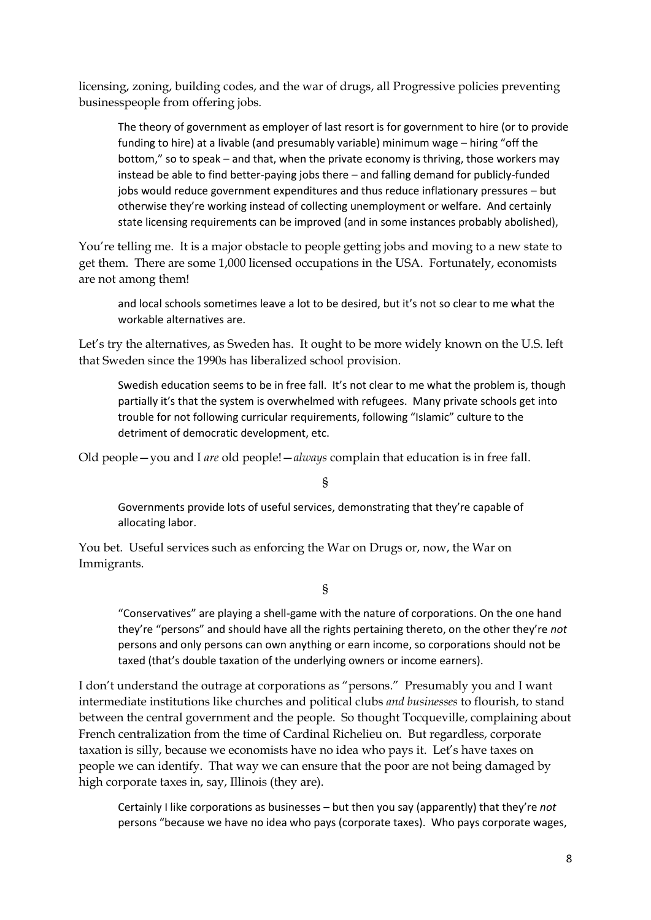licensing, zoning, building codes, and the war of drugs, all Progressive policies preventing businesspeople from offering jobs.

> The theory of government as employer of last resort is for government to hire (or to provide funding to hire) at a livable (and presumably variable) minimum wage – hiring "off the bottom," so to speak – and that, when the private economy is thriving, those workers may instead be able to find better-paying jobs there – and falling demand for publicly-funded jobs would reduce government expenditures and thus reduce inflationary pressures – but otherwise they're working instead of collecting unemployment or welfare. And certainly state licensing requirements can be improved (and in some instances probably abolished),

You're telling me. It is a major obstacle to people getting jobs and moving to a new state to get them. There are some 1,000 licensed occupations in the USA. Fortunately, economists are not among them!

> and local schools sometimes leave a lot to be desired, but it's not so clear to me what the workable alternatives are.

Let's try the alternatives, as Sweden has. It ought to be more widely known on the U.S. left that Sweden since the 1990s has liberalized school provision.

> Swedish education seems to be in free fall. It's not clear to me what the problem is, though partially it's that the system is overwhelmed with refugees. Many private schools get into trouble for not following curricular requirements, following "Islamic" culture to the detriment of democratic development, etc.

Old people—you and I *are* old people!—*always* complain that education is in free fall.

§

> Governments provide lots of useful services, demonstrating that they're capable of allocating labor.

You bet. Useful services such as enforcing the War on Drugs or, now, the War on Immigrants.

§

> "Conservatives" are playing a shell-game with the nature of corporations. On the one hand they're "persons" and should have all the rights pertaining thereto, on the other they're *not* persons and only persons can own anything or earn income, so corporations should not be taxed (that's double taxation of the underlying owners or income earners).

I don't understand the outrage at corporations as "persons." Presumably you and I want intermediate institutions like churches and political clubs *and businesses* to flourish, to stand between the central government and the people. So thought Tocqueville, complaining about French centralization from the time of Cardinal Richelieu on. But regardless, corporate taxation is silly, because we economists have no idea who pays it. Let's have taxes on people we can identify. That way we can ensure that the poor are not being damaged by high corporate taxes in, say, Illinois (they are).

> Certainly I like corporations as businesses – but then you say (apparently) that they're *not* persons "because we have no idea who pays (corporate taxes). Who pays corporate wages,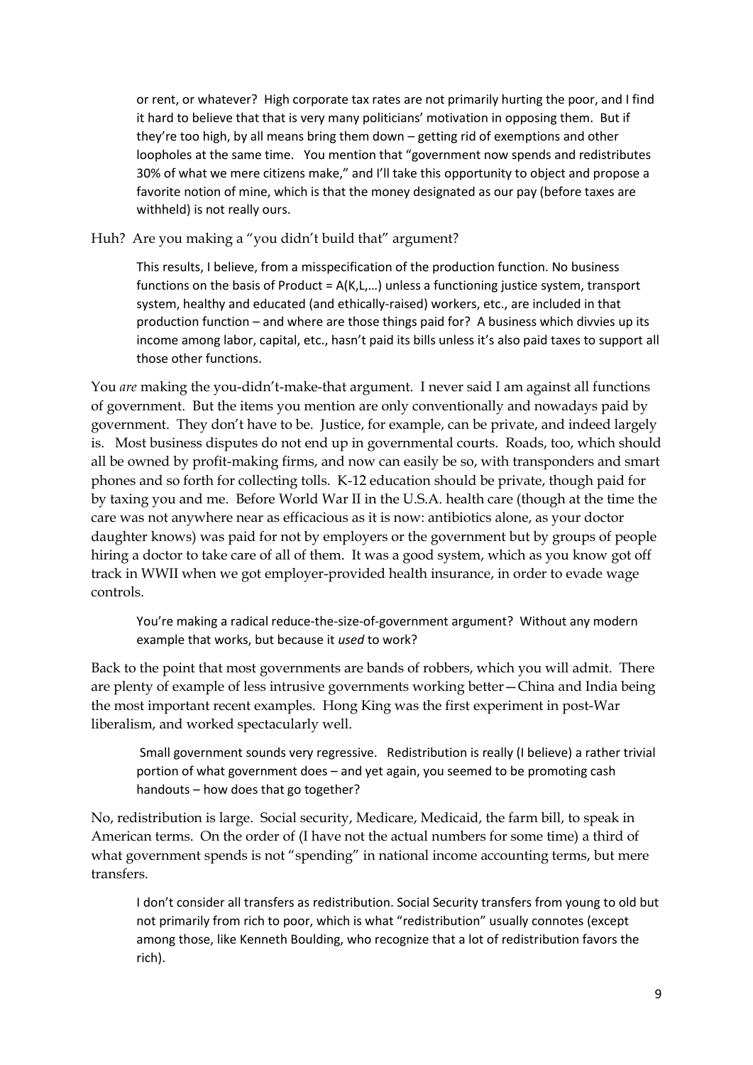> or rent, or whatever? High corporate tax rates are not primarily hurting the poor, and I find it hard to believe that that is very many politicians' motivation in opposing them. But if they're too high, by all means bring them down – getting rid of exemptions and other loopholes at the same time. You mention that "government now spends and redistributes 30% of what we mere citizens make," and I'll take this opportunity to object and propose a favorite notion of mine, which is that the money designated as our pay (before taxes are withheld) is not really ours.

Huh? Are you making a "you didn't build that" argument?

> This results, I believe, from a misspecification of the production function. No business functions on the basis of Product = A(K,L,…) unless a functioning justice system, transport system, healthy and educated (and ethically-raised) workers, etc., are included in that production function – and where are those things paid for? A business which divvies up its income among labor, capital, etc., hasn't paid its bills unless it's also paid taxes to support all those other functions.

You *are* making the you-didn't-make-that argument. I never said I am against all functions of government. But the items you mention are only conventionally and nowadays paid by government. They don't have to be. Justice, for example, can be private, and indeed largely is. Most business disputes do not end up in governmental courts. Roads, too, which should all be owned by profit-making firms, and now can easily be so, with transponders and smart phones and so forth for collecting tolls. K-12 education should be private, though paid for by taxing you and me. Before World War II in the U.S.A. health care (though at the time the care was not anywhere near as efficacious as it is now: antibiotics alone, as your doctor daughter knows) was paid for not by employers or the government but by groups of people hiring a doctor to take care of all of them. It was a good system, which as you know got off track in WWII when we got employer-provided health insurance, in order to evade wage controls.

> You're making a radical reduce-the-size-of-government argument? Without any modern example that works, but because it *used* to work?

Back to the point that most governments are bands of robbers, which you will admit. There are plenty of example of less intrusive governments working better—China and India being the most important recent examples. Hong King was the first experiment in post-War liberalism, and worked spectacularly well.

> Small government sounds very regressive. Redistribution is really (I believe) a rather trivial portion of what government does – and yet again, you seemed to be promoting cash handouts – how does that go together?

No, redistribution is large. Social security, Medicare, Medicaid, the farm bill, to speak in American terms. On the order of (I have not the actual numbers for some time) a third of what government spends is not "spending" in national income accounting terms, but mere transfers.

> I don't consider all transfers as redistribution. Social Security transfers from young to old but not primarily from rich to poor, which is what "redistribution" usually connotes (except among those, like Kenneth Boulding, who recognize that a lot of redistribution favors the rich).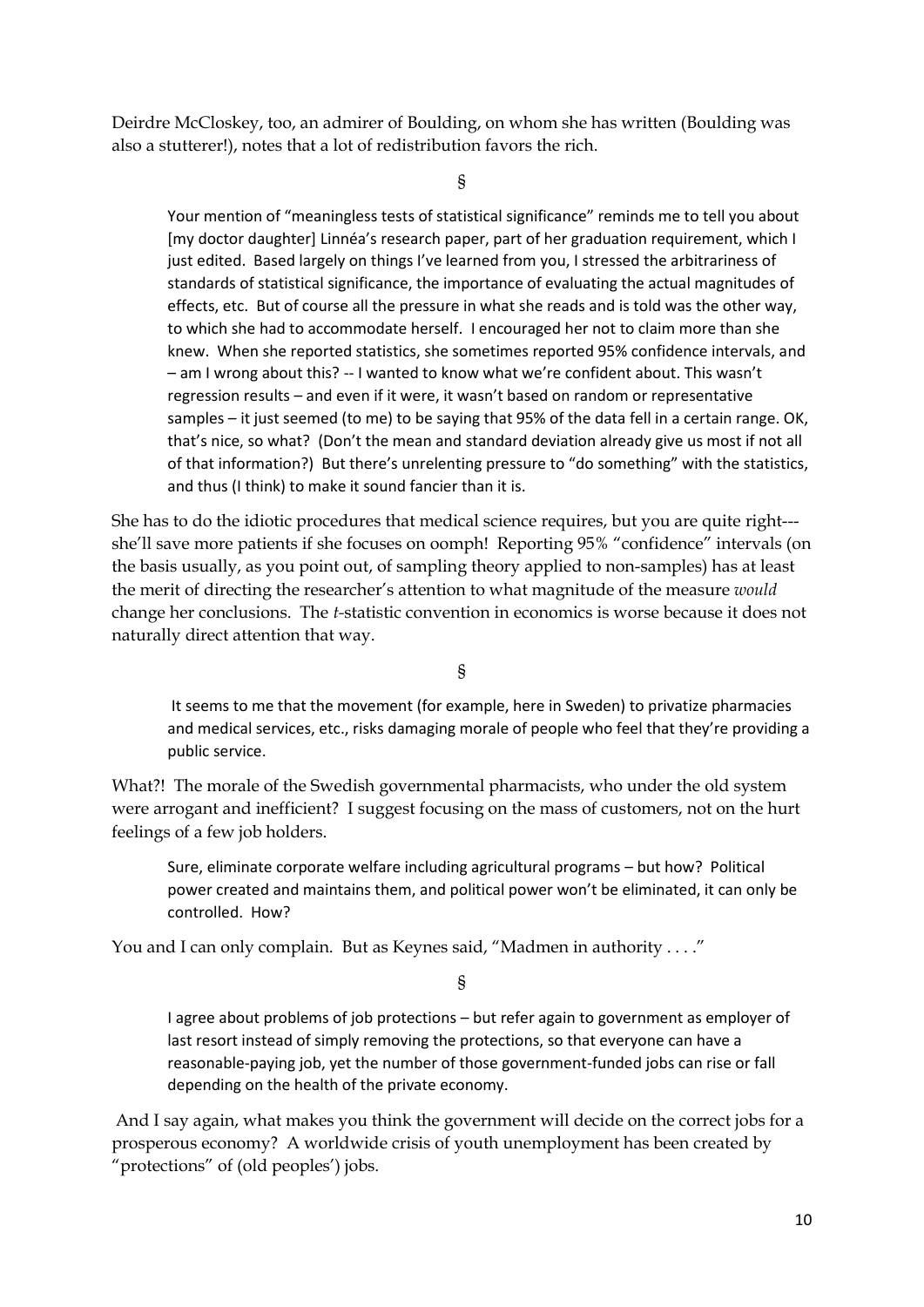Deirdre McCloskey, too, an admirer of Boulding, on whom she has written (Boulding was also a stutterer!), notes that a lot of redistribution favors the rich.

§

> Your mention of "meaningless tests of statistical significance" reminds me to tell you about [my doctor daughter] Linnéa's research paper, part of her graduation requirement, which I just edited. Based largely on things I've learned from you, I stressed the arbitrariness of standards of statistical significance, the importance of evaluating the actual magnitudes of effects, etc. But of course all the pressure in what she reads and is told was the other way, to which she had to accommodate herself. I encouraged her not to claim more than she knew. When she reported statistics, she sometimes reported 95% confidence intervals, and – am I wrong about this? -- I wanted to know what we're confident about. This wasn't regression results – and even if it were, it wasn't based on random or representative samples – it just seemed (to me) to be saying that 95% of the data fell in a certain range. OK, that's nice, so what? (Don't the mean and standard deviation already give us most if not all of that information?) But there's unrelenting pressure to "do something" with the statistics, and thus (I think) to make it sound fancier than it is.

She has to do the idiotic procedures that medical science requires, but you are quite right---she'll save more patients if she focuses on oomph! Reporting 95% "confidence" intervals (on the basis usually, as you point out, of sampling theory applied to non-samples) has at least the merit of directing the researcher's attention to what magnitude of the measure *would* change her conclusions. The *t*-statistic convention in economics is worse because it does not naturally direct attention that way.

§

> It seems to me that the movement (for example, here in Sweden) to privatize pharmacies and medical services, etc., risks damaging morale of people who feel that they're providing a public service.

What?! The morale of the Swedish governmental pharmacists, who under the old system were arrogant and inefficient? I suggest focusing on the mass of customers, not on the hurt feelings of a few job holders.

> Sure, eliminate corporate welfare including agricultural programs – but how? Political power created and maintains them, and political power won't be eliminated, it can only be controlled. How?

You and I can only complain. But as Keynes said, "Madmen in authority . . . ."

§

> I agree about problems of job protections – but refer again to government as employer of last resort instead of simply removing the protections, so that everyone can have a reasonable-paying job, yet the number of those government-funded jobs can rise or fall depending on the health of the private economy.

And I say again, what makes you think the government will decide on the correct jobs for a prosperous economy? A worldwide crisis of youth unemployment has been created by "protections" of (old peoples') jobs.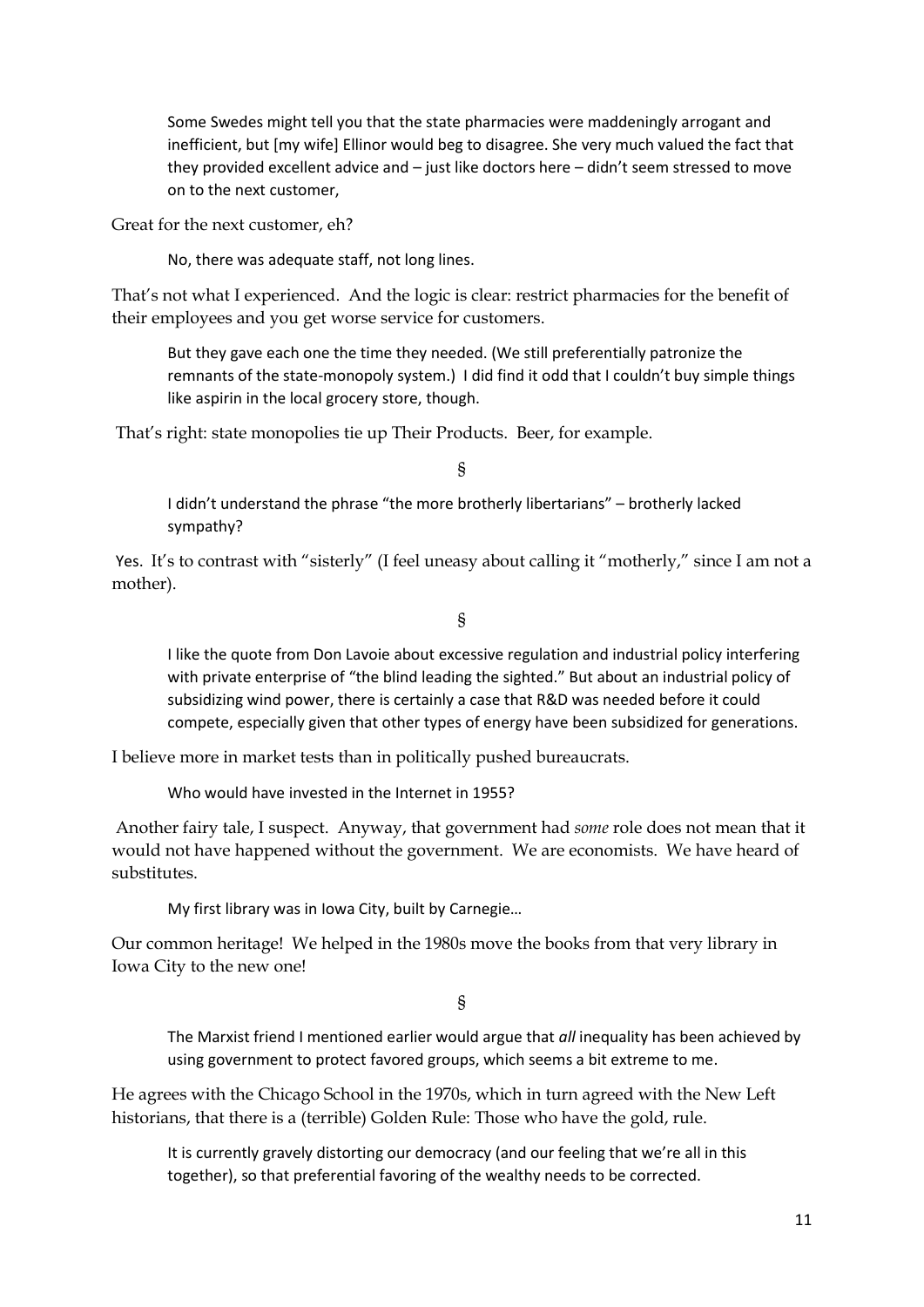> Some Swedes might tell you that the state pharmacies were maddeningly arrogant and inefficient, but [my wife] Ellinor would beg to disagree. She very much valued the fact that they provided excellent advice and – just like doctors here – didn't seem stressed to move on to the next customer,

Great for the next customer, eh?

> No, there was adequate staff, not long lines.

That's not what I experienced. And the logic is clear: restrict pharmacies for the benefit of their employees and you get worse service for customers.

> But they gave each one the time they needed. (We still preferentially patronize the remnants of the state-monopoly system.) I did find it odd that I couldn't buy simple things like aspirin in the local grocery store, though.

That's right: state monopolies tie up Their Products. Beer, for example.

§

> I didn't understand the phrase "the more brotherly libertarians" – brotherly lacked sympathy?

Yes. It's to contrast with "sisterly" (I feel uneasy about calling it "motherly," since I am not a mother).

§

> I like the quote from Don Lavoie about excessive regulation and industrial policy interfering with private enterprise of "the blind leading the sighted." But about an industrial policy of subsidizing wind power, there is certainly a case that R&D was needed before it could compete, especially given that other types of energy have been subsidized for generations.

I believe more in market tests than in politically pushed bureaucrats.

> Who would have invested in the Internet in 1955?

Another fairy tale, I suspect. Anyway, that government had *some* role does not mean that it would not have happened without the government. We are economists. We have heard of substitutes.

> My first library was in Iowa City, built by Carnegie…

Our common heritage! We helped in the 1980s move the books from that very library in Iowa City to the new one!

§

> The Marxist friend I mentioned earlier would argue that *all* inequality has been achieved by using government to protect favored groups, which seems a bit extreme to me.

He agrees with the Chicago School in the 1970s, which in turn agreed with the New Left historians, that there is a (terrible) Golden Rule: Those who have the gold, rule.

> It is currently gravely distorting our democracy (and our feeling that we're all in this together), so that preferential favoring of the wealthy needs to be corrected.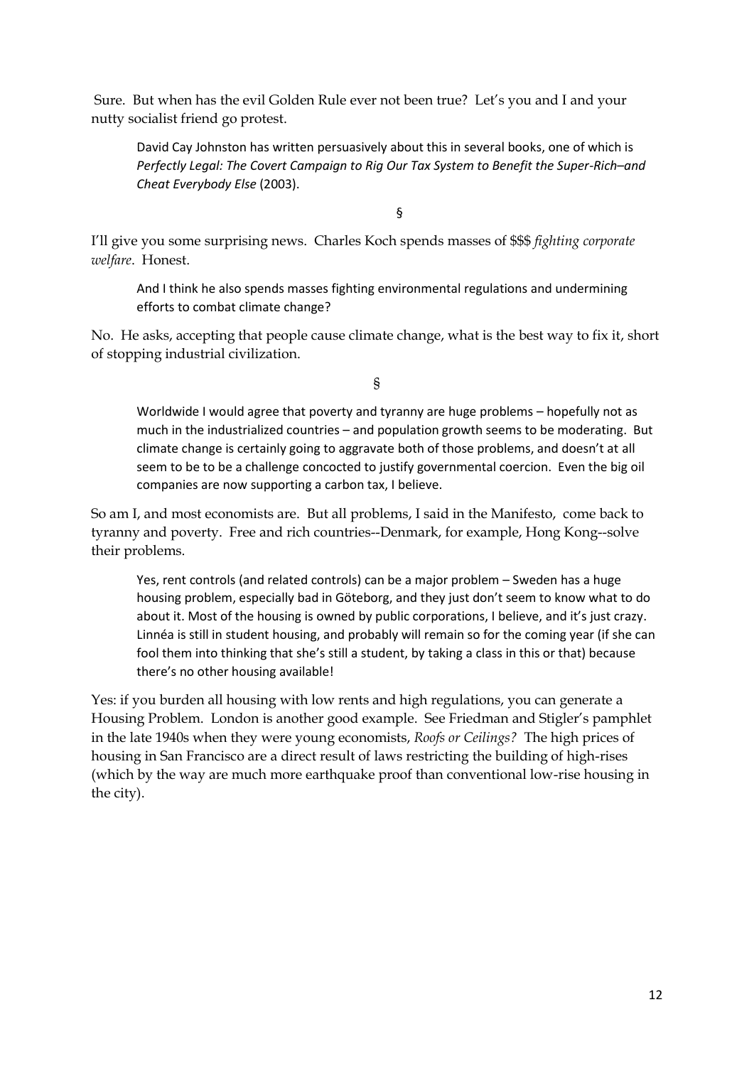Sure. But when has the evil Golden Rule ever not been true? Let's you and I and your nutty socialist friend go protest.

> David Cay Johnston has written persuasively about this in several books, one of which is *Perfectly Legal: The Covert Campaign to Rig Our Tax System to Benefit the Super-Rich–and Cheat Everybody Else* (2003).

§

I'll give you some surprising news. Charles Koch spends masses of $$$ *fighting corporate welfare*. Honest.

> And I think he also spends masses fighting environmental regulations and undermining efforts to combat climate change?

No. He asks, accepting that people cause climate change, what is the best way to fix it, short of stopping industrial civilization.

§

> Worldwide I would agree that poverty and tyranny are huge problems – hopefully not as much in the industrialized countries – and population growth seems to be moderating. But climate change is certainly going to aggravate both of those problems, and doesn't at all seem to be to be a challenge concocted to justify governmental coercion. Even the big oil companies are now supporting a carbon tax, I believe.

So am I, and most economists are. But all problems, I said in the Manifesto, come back to tyranny and poverty. Free and rich countries--Denmark, for example, Hong Kong--solve their problems.

> Yes, rent controls (and related controls) can be a major problem – Sweden has a huge housing problem, especially bad in Göteborg, and they just don't seem to know what to do about it. Most of the housing is owned by public corporations, I believe, and it's just crazy. Linnéa is still in student housing, and probably will remain so for the coming year (if she can fool them into thinking that she's still a student, by taking a class in this or that) because there's no other housing available!

Yes: if you burden all housing with low rents and high regulations, you can generate a Housing Problem. London is another good example. See Friedman and Stigler's pamphlet in the late 1940s when they were young economists, *Roofs or Ceilings?* The high prices of housing in San Francisco are a direct result of laws restricting the building of high-rises (which by the way are much more earthquake proof than conventional low-rise housing in the city).